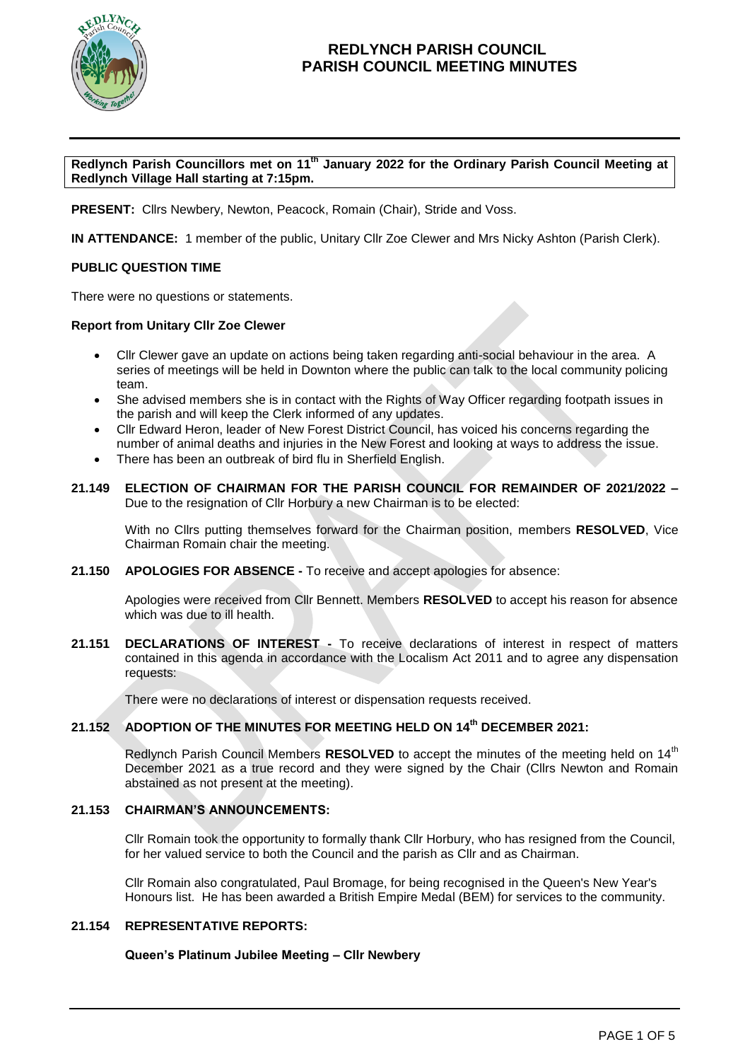# REDLYNCH PARISH COUNCIL
# PARISH COUNCIL MEETING MINUTES

**Redlynch Parish Councillors met on 11th January 2022 for the Ordinary Parish Council Meeting at Redlynch Village Hall starting at 7:15pm.**

**PRESENT:** Cllrs Newbery, Newton, Peacock, Romain (Chair), Stride and Voss.

**IN ATTENDANCE:** 1 member of the public, Unitary Cllr Zoe Clewer and Mrs Nicky Ashton (Parish Clerk).

### PUBLIC QUESTION TIME

There were no questions or statements.

### Report from Unitary Cllr Zoe Clewer

- Cllr Clewer gave an update on actions being taken regarding anti-social behaviour in the area. A series of meetings will be held in Downton where the public can talk to the local community policing team.
- She advised members she is in contact with the Rights of Way Officer regarding footpath issues in the parish and will keep the Clerk informed of any updates.
- Cllr Edward Heron, leader of New Forest District Council, has voiced his concerns regarding the number of animal deaths and injuries in the New Forest and looking at ways to address the issue.
- There has been an outbreak of bird flu in Sherfield English.

**21.149 ELECTION OF CHAIRMAN FOR THE PARISH COUNCIL FOR REMAINDER OF 2021/2022 –** Due to the resignation of Cllr Horbury a new Chairman is to be elected:

With no Cllrs putting themselves forward for the Chairman position, members **RESOLVED**, Vice Chairman Romain chair the meeting.

**21.150 APOLOGIES FOR ABSENCE -** To receive and accept apologies for absence:

Apologies were received from Cllr Bennett. Members **RESOLVED** to accept his reason for absence which was due to ill health.

**21.151 DECLARATIONS OF INTEREST -** To receive declarations of interest in respect of matters contained in this agenda in accordance with the Localism Act 2011 and to agree any dispensation requests:

There were no declarations of interest or dispensation requests received.

**21.152 ADOPTION OF THE MINUTES FOR MEETING HELD ON 14th DECEMBER 2021:**

Redlynch Parish Council Members **RESOLVED** to accept the minutes of the meeting held on 14th December 2021 as a true record and they were signed by the Chair (Cllrs Newton and Romain abstained as not present at the meeting).

**21.153 CHAIRMAN'S ANNOUNCEMENTS:**

Cllr Romain took the opportunity to formally thank Cllr Horbury, who has resigned from the Council, for her valued service to both the Council and the parish as Cllr and as Chairman.

Cllr Romain also congratulated, Paul Bromage, for being recognised in the Queen's New Year's Honours list. He has been awarded a British Empire Medal (BEM) for services to the community.

**21.154 REPRESENTATIVE REPORTS:**

**Queen's Platinum Jubilee Meeting – Cllr Newbery**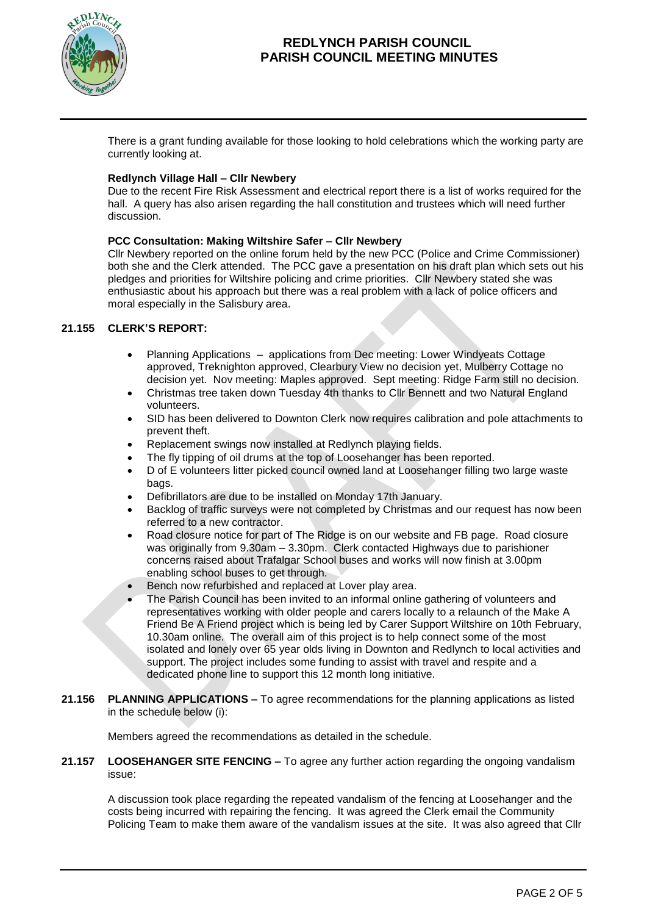There is a grant funding available for those looking to hold celebrations which the working party are currently looking at.

**Redlynch Village Hall – Cllr Newbery**

Due to the recent Fire Risk Assessment and electrical report there is a list of works required for the hall. A query has also arisen regarding the hall constitution and trustees which will need further discussion.

**PCC Consultation: Making Wiltshire Safer – Cllr Newbery**

Cllr Newbery reported on the online forum held by the new PCC (Police and Crime Commissioner) both she and the Clerk attended. The PCC gave a presentation on his draft plan which sets out his pledges and priorities for Wiltshire policing and crime priorities. Cllr Newbery stated she was enthusiastic about his approach but there was a real problem with a lack of police officers and moral especially in the Salisbury area.

**21.155 CLERK'S REPORT:**

- Planning Applications – applications from Dec meeting: Lower Windyeats Cottage approved, Treknighton approved, Clearbury View no decision yet, Mulberry Cottage no decision yet. Nov meeting: Maples approved. Sept meeting: Ridge Farm still no decision.
- Christmas tree taken down Tuesday 4th thanks to Cllr Bennett and two Natural England volunteers.
- SID has been delivered to Downton Clerk now requires calibration and pole attachments to prevent theft.
- Replacement swings now installed at Redlynch playing fields.
- The fly tipping of oil drums at the top of Loosehanger has been reported.
- D of E volunteers litter picked council owned land at Loosehanger filling two large waste bags.
- Defibrillators are due to be installed on Monday 17th January.
- Backlog of traffic surveys were not completed by Christmas and our request has now been referred to a new contractor.
- Road closure notice for part of The Ridge is on our website and FB page. Road closure was originally from 9.30am – 3.30pm. Clerk contacted Highways due to parishioner concerns raised about Trafalgar School buses and works will now finish at 3.00pm enabling school buses to get through.
- Bench now refurbished and replaced at Lover play area.
- The Parish Council has been invited to an informal online gathering of volunteers and representatives working with older people and carers locally to a relaunch of the Make A Friend Be A Friend project which is being led by Carer Support Wiltshire on 10th February, 10.30am online. The overall aim of this project is to help connect some of the most isolated and lonely over 65 year olds living in Downton and Redlynch to local activities and support. The project includes some funding to assist with travel and respite and a dedicated phone line to support this 12 month long initiative.

**21.156 PLANNING APPLICATIONS –** To agree recommendations for the planning applications as listed in the schedule below (i):

Members agreed the recommendations as detailed in the schedule.

**21.157 LOOSEHANGER SITE FENCING –** To agree any further action regarding the ongoing vandalism issue:

A discussion took place regarding the repeated vandalism of the fencing at Loosehanger and the costs being incurred with repairing the fencing. It was agreed the Clerk email the Community Policing Team to make them aware of the vandalism issues at the site. It was also agreed that Cllr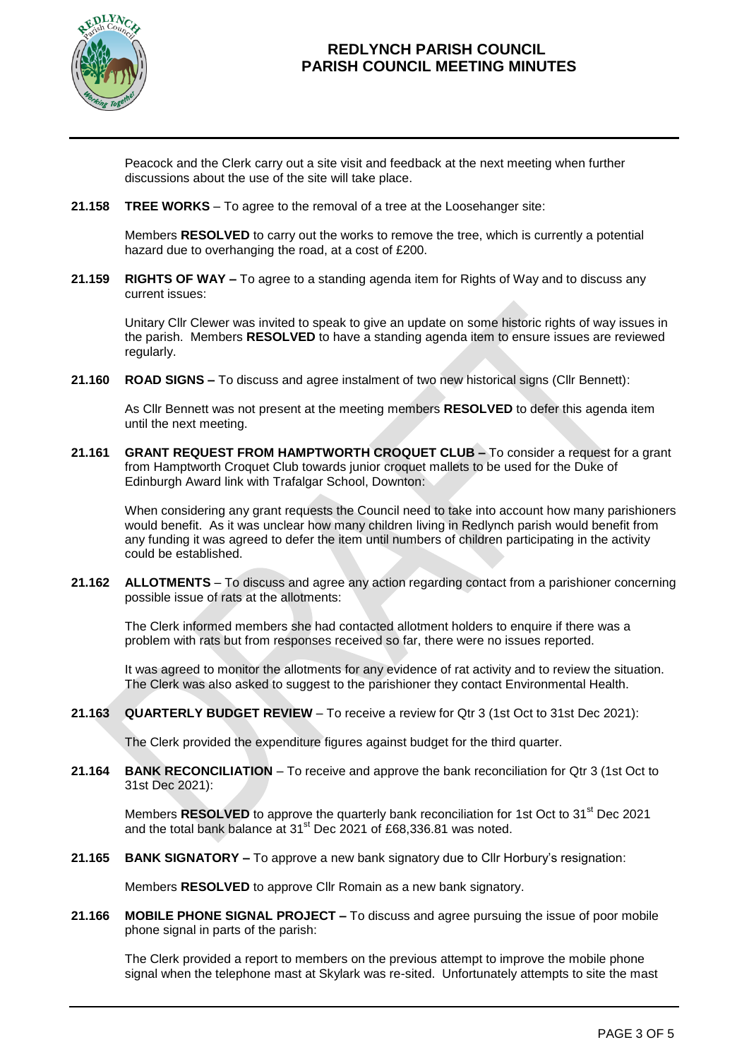Peacock and the Clerk carry out a site visit and feedback at the next meeting when further discussions about the use of the site will take place.

**21.158 TREE WORKS** – To agree to the removal of a tree at the Loosehanger site:

Members **RESOLVED** to carry out the works to remove the tree, which is currently a potential hazard due to overhanging the road, at a cost of £200.

**21.159 RIGHTS OF WAY –** To agree to a standing agenda item for Rights of Way and to discuss any current issues:

Unitary Cllr Clewer was invited to speak to give an update on some historic rights of way issues in the parish. Members **RESOLVED** to have a standing agenda item to ensure issues are reviewed regularly.

**21.160 ROAD SIGNS –** To discuss and agree instalment of two new historical signs (Cllr Bennett):

As Cllr Bennett was not present at the meeting members **RESOLVED** to defer this agenda item until the next meeting.

**21.161 GRANT REQUEST FROM HAMPTWORTH CROQUET CLUB –** To consider a request for a grant from Hamptworth Croquet Club towards junior croquet mallets to be used for the Duke of Edinburgh Award link with Trafalgar School, Downton:

When considering any grant requests the Council need to take into account how many parishioners would benefit. As it was unclear how many children living in Redlynch parish would benefit from any funding it was agreed to defer the item until numbers of children participating in the activity could be established.

**21.162 ALLOTMENTS** – To discuss and agree any action regarding contact from a parishioner concerning possible issue of rats at the allotments:

The Clerk informed members she had contacted allotment holders to enquire if there was a problem with rats but from responses received so far, there were no issues reported.

It was agreed to monitor the allotments for any evidence of rat activity and to review the situation. The Clerk was also asked to suggest to the parishioner they contact Environmental Health.

**21.163 QUARTERLY BUDGET REVIEW** – To receive a review for Qtr 3 (1st Oct to 31st Dec 2021):

The Clerk provided the expenditure figures against budget for the third quarter.

**21.164 BANK RECONCILIATION** – To receive and approve the bank reconciliation for Qtr 3 (1st Oct to 31st Dec 2021):

Members **RESOLVED** to approve the quarterly bank reconciliation for 1st Oct to 31st Dec 2021 and the total bank balance at 31st Dec 2021 of £68,336.81 was noted.

**21.165 BANK SIGNATORY –** To approve a new bank signatory due to Cllr Horbury's resignation:

Members **RESOLVED** to approve Cllr Romain as a new bank signatory.

**21.166 MOBILE PHONE SIGNAL PROJECT –** To discuss and agree pursuing the issue of poor mobile phone signal in parts of the parish:

The Clerk provided a report to members on the previous attempt to improve the mobile phone signal when the telephone mast at Skylark was re-sited. Unfortunately attempts to site the mast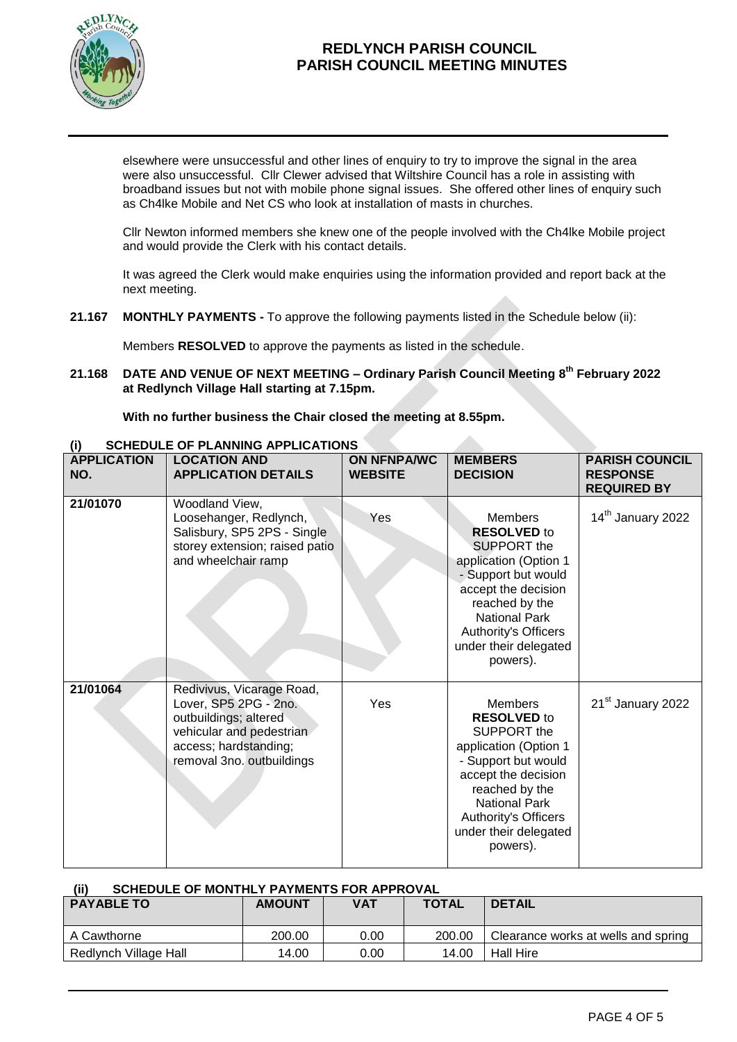elsewhere were unsuccessful and other lines of enquiry to try to improve the signal in the area were also unsuccessful. Cllr Clewer advised that Wiltshire Council has a role in assisting with broadband issues but not with mobile phone signal issues. She offered other lines of enquiry such as Ch4lke Mobile and Net CS who look at installation of masts in churches.

Cllr Newton informed members she knew one of the people involved with the Ch4lke Mobile project and would provide the Clerk with his contact details.

It was agreed the Clerk would make enquiries using the information provided and report back at the next meeting.

**21.167 MONTHLY PAYMENTS -** To approve the following payments listed in the Schedule below (ii):

Members **RESOLVED** to approve the payments as listed in the schedule.

**21.168 DATE AND VENUE OF NEXT MEETING – Ordinary Parish Council Meeting 8th February 2022 at Redlynch Village Hall starting at 7.15pm.**

**With no further business the Chair closed the meeting at 8.55pm.**

**(i) SCHEDULE OF PLANNING APPLICATIONS**

| APPLICATION NO. | LOCATION AND APPLICATION DETAILS | ON NFNPA/WC WEBSITE | MEMBERS DECISION | PARISH COUNCIL RESPONSE REQUIRED BY |
|---|---|---|---|---|
| **21/01070** | Woodland View, Loosehanger, Redlynch, Salisbury, SP5 2PS - Single storey extension; raised patio and wheelchair ramp | Yes | Members **RESOLVED** to SUPPORT the application (Option 1 - Support but would accept the decision reached by the National Park Authority's Officers under their delegated powers). | 14th January 2022 |
| **21/01064** | Redivivus, Vicarage Road, Lover, SP5 2PG - 2no. outbuildings; altered vehicular and pedestrian access; hardstanding; removal 3no. outbuildings | Yes | Members **RESOLVED** to SUPPORT the application (Option 1 - Support but would accept the decision reached by the National Park Authority's Officers under their delegated powers). | 21st January 2022 |

**(ii) SCHEDULE OF MONTHLY PAYMENTS FOR APPROVAL**

| PAYABLE TO | AMOUNT | VAT | TOTAL | DETAIL |
|---|---|---|---|---|
| A Cawthorne | 200.00 | 0.00 | 200.00 | Clearance works at wells and spring |
| Redlynch Village Hall | 14.00 | 0.00 | 14.00 | Hall Hire |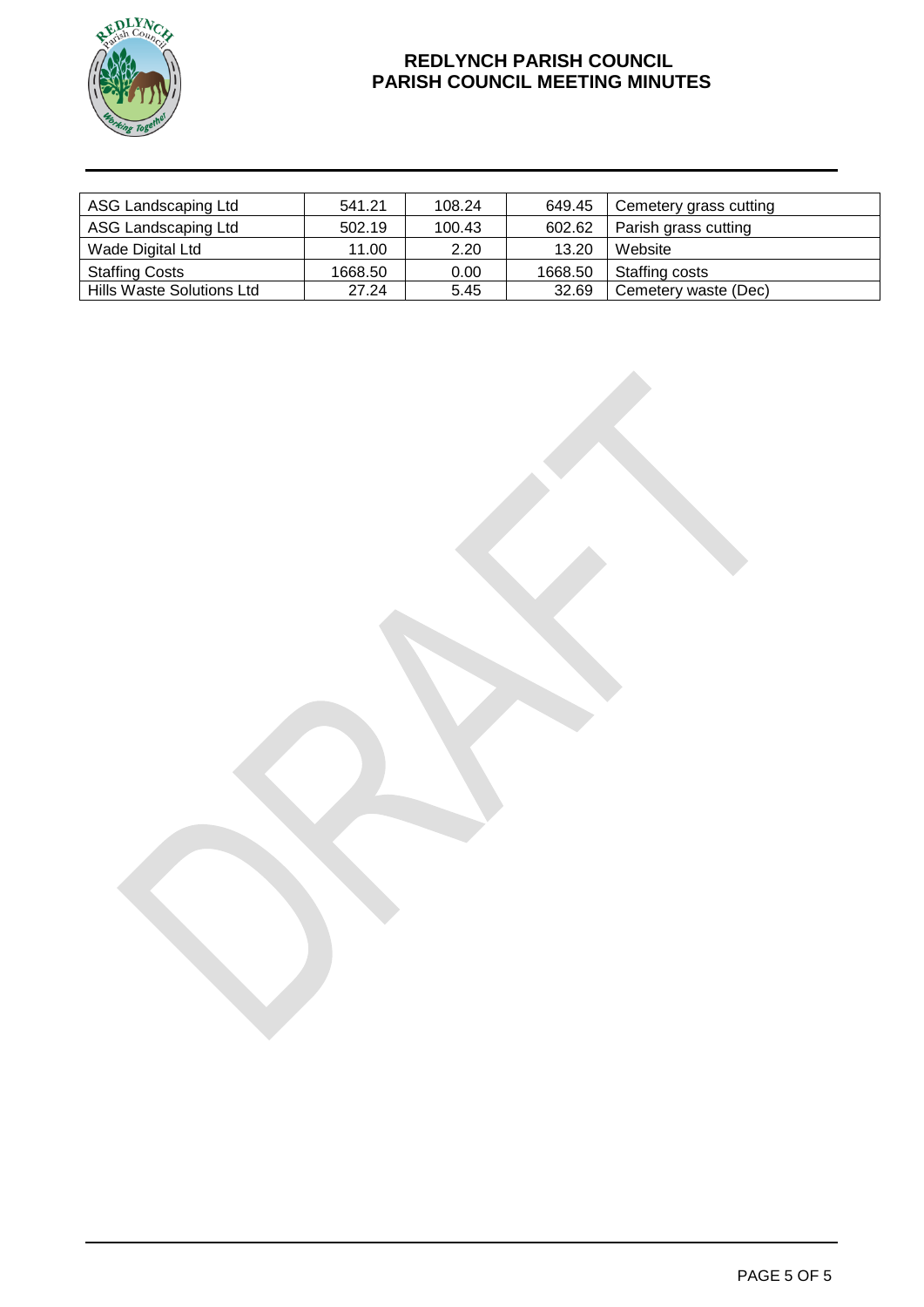| | | | | |
|---|---|---|---|---|
| ASG Landscaping Ltd | 541.21 | 108.24 | 649.45 | Cemetery grass cutting |
| ASG Landscaping Ltd | 502.19 | 100.43 | 602.62 | Parish grass cutting |
| Wade Digital Ltd | 11.00 | 2.20 | 13.20 | Website |
| Staffing Costs | 1668.50 | 0.00 | 1668.50 | Staffing costs |
| Hills Waste Solutions Ltd | 27.24 | 5.45 | 32.69 | Cemetery waste (Dec) |

DRAFT